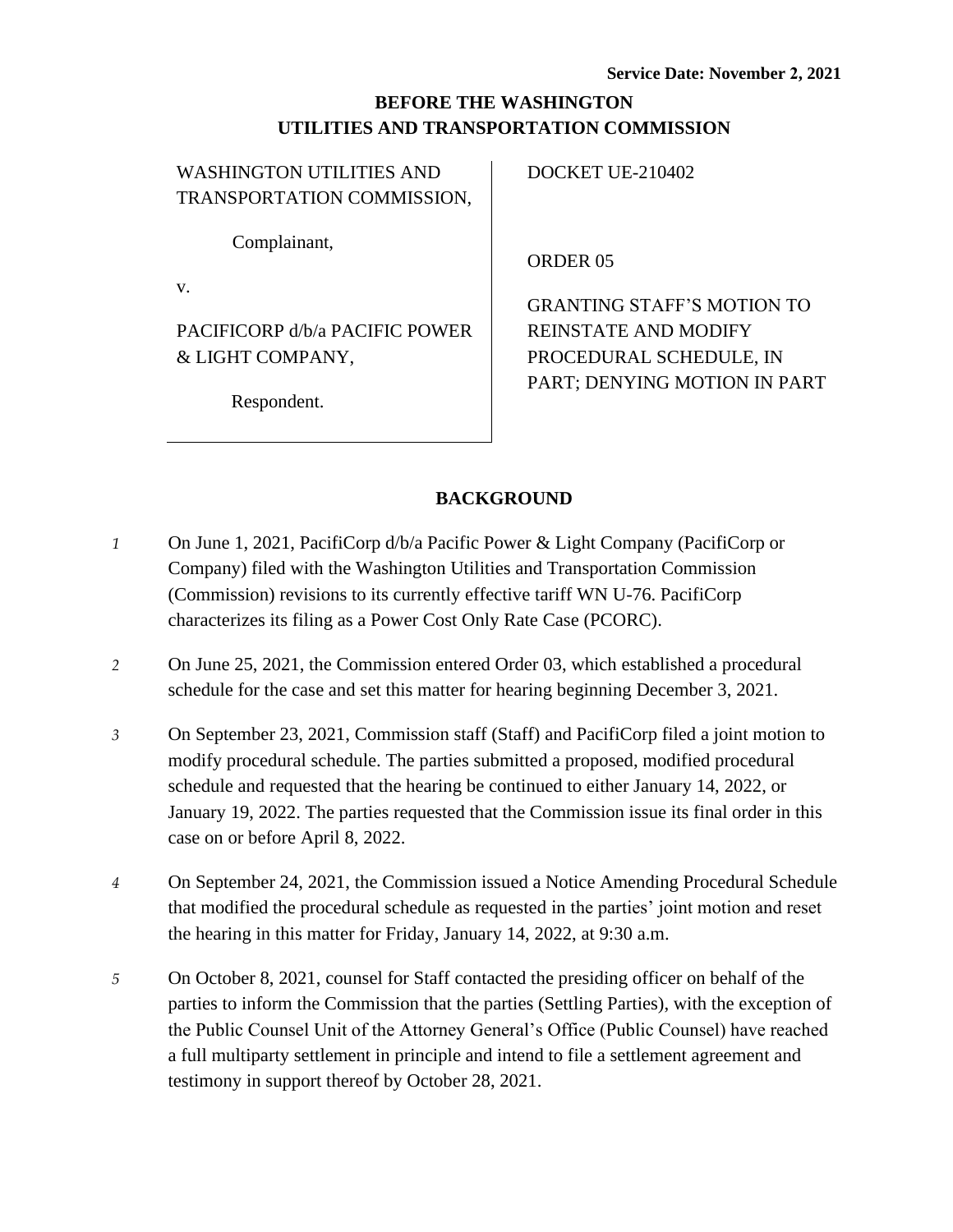**Service Date: November 2, 2021**

## BEFORE THE WASHINGTON UTILITIES AND TRANSPORTATION COMMISSION

| | |
|---|---|
| WASHINGTON UTILITIES AND TRANSPORTATION COMMISSION,<br><br>Complainant,<br><br>v.<br><br>PACIFICORP d/b/a PACIFIC POWER & LIGHT COMPANY,<br><br>Respondent. | DOCKET UE-210402<br><br>ORDER 05<br><br>GRANTING STAFF'S MOTION TO REINSTATE AND MODIFY PROCEDURAL SCHEDULE, IN PART; DENYING MOTION IN PART |

## BACKGROUND

*1* On June 1, 2021, PacifiCorp d/b/a Pacific Power & Light Company (PacifiCorp or Company) filed with the Washington Utilities and Transportation Commission (Commission) revisions to its currently effective tariff WN U-76. PacifiCorp characterizes its filing as a Power Cost Only Rate Case (PCORC).

*2* On June 25, 2021, the Commission entered Order 03, which established a procedural schedule for the case and set this matter for hearing beginning December 3, 2021.

*3* On September 23, 2021, Commission staff (Staff) and PacifiCorp filed a joint motion to modify procedural schedule. The parties submitted a proposed, modified procedural schedule and requested that the hearing be continued to either January 14, 2022, or January 19, 2022. The parties requested that the Commission issue its final order in this case on or before April 8, 2022.

*4* On September 24, 2021, the Commission issued a Notice Amending Procedural Schedule that modified the procedural schedule as requested in the parties' joint motion and reset the hearing in this matter for Friday, January 14, 2022, at 9:30 a.m.

*5* On October 8, 2021, counsel for Staff contacted the presiding officer on behalf of the parties to inform the Commission that the parties (Settling Parties), with the exception of the Public Counsel Unit of the Attorney General's Office (Public Counsel) have reached a full multiparty settlement in principle and intend to file a settlement agreement and testimony in support thereof by October 28, 2021.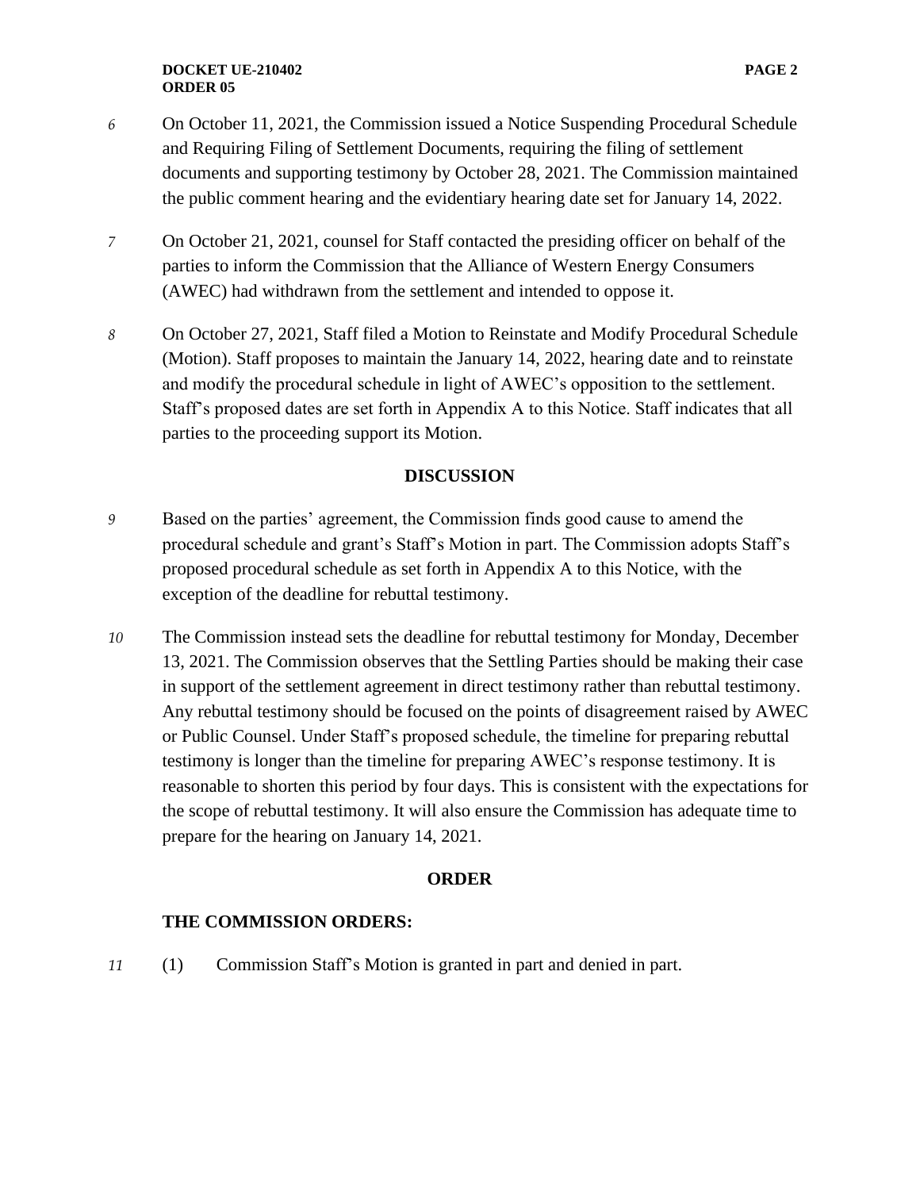*6* On October 11, 2021, the Commission issued a Notice Suspending Procedural Schedule and Requiring Filing of Settlement Documents, requiring the filing of settlement documents and supporting testimony by October 28, 2021. The Commission maintained the public comment hearing and the evidentiary hearing date set for January 14, 2022.

*7* On October 21, 2021, counsel for Staff contacted the presiding officer on behalf of the parties to inform the Commission that the Alliance of Western Energy Consumers (AWEC) had withdrawn from the settlement and intended to oppose it.

*8* On October 27, 2021, Staff filed a Motion to Reinstate and Modify Procedural Schedule (Motion). Staff proposes to maintain the January 14, 2022, hearing date and to reinstate and modify the procedural schedule in light of AWEC's opposition to the settlement. Staff's proposed dates are set forth in Appendix A to this Notice. Staff indicates that all parties to the proceeding support its Motion.

**DISCUSSION**

*9* Based on the parties' agreement, the Commission finds good cause to amend the procedural schedule and grant's Staff's Motion in part. The Commission adopts Staff's proposed procedural schedule as set forth in Appendix A to this Notice, with the exception of the deadline for rebuttal testimony.

*10* The Commission instead sets the deadline for rebuttal testimony for Monday, December 13, 2021. The Commission observes that the Settling Parties should be making their case in support of the settlement agreement in direct testimony rather than rebuttal testimony. Any rebuttal testimony should be focused on the points of disagreement raised by AWEC or Public Counsel. Under Staff's proposed schedule, the timeline for preparing rebuttal testimony is longer than the timeline for preparing AWEC's response testimony. It is reasonable to shorten this period by four days. This is consistent with the expectations for the scope of rebuttal testimony. It will also ensure the Commission has adequate time to prepare for the hearing on January 14, 2021.

**ORDER**

**THE COMMISSION ORDERS:**

*11* (1) Commission Staff's Motion is granted in part and denied in part.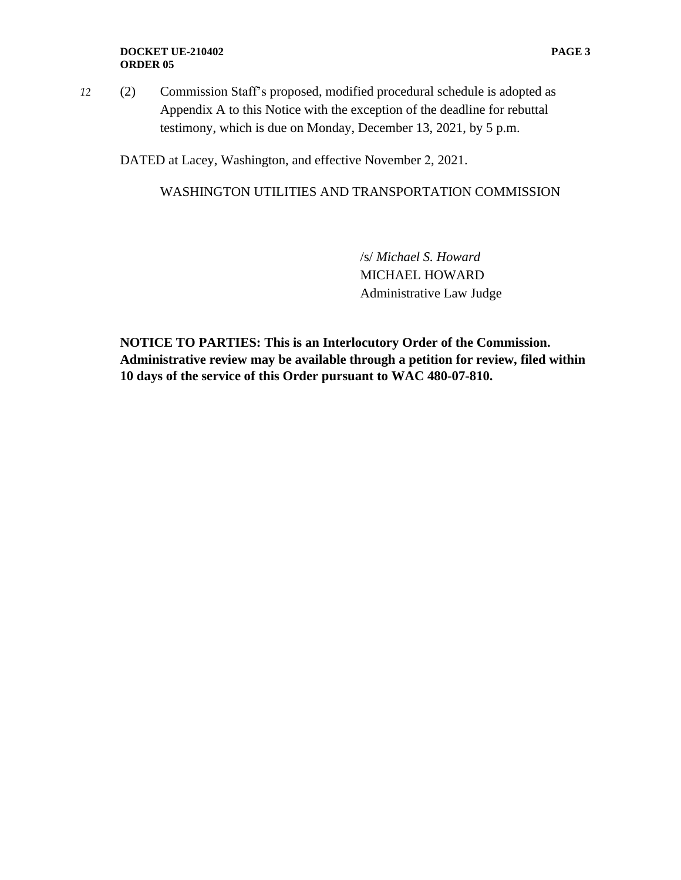12 (2) Commission Staff's proposed, modified procedural schedule is adopted as Appendix A to this Notice with the exception of the deadline for rebuttal testimony, which is due on Monday, December 13, 2021, by 5 p.m.

DATED at Lacey, Washington, and effective November 2, 2021.

WASHINGTON UTILITIES AND TRANSPORTATION COMMISSION

/s/ *Michael S. Howard*
MICHAEL HOWARD
Administrative Law Judge

**NOTICE TO PARTIES: This is an Interlocutory Order of the Commission. Administrative review may be available through a petition for review, filed within 10 days of the service of this Order pursuant to WAC 480-07-810.**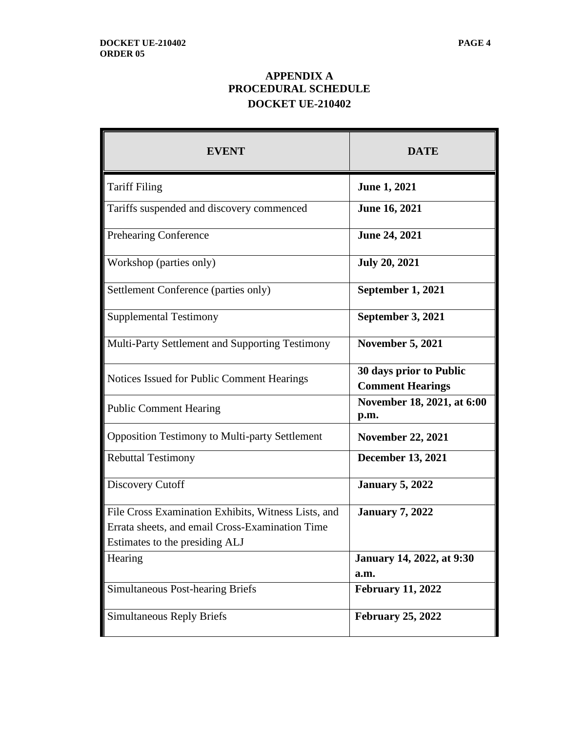# APPENDIX A
# PROCEDURAL SCHEDULE
# DOCKET UE-210402

| EVENT | DATE |
| --- | --- |
| Tariff Filing | **June 1, 2021** |
| Tariffs suspended and discovery commenced | **June 16, 2021** |
| Prehearing Conference | **June 24, 2021** |
| Workshop (parties only) | **July 20, 2021** |
| Settlement Conference (parties only) | **September 1, 2021** |
| Supplemental Testimony | **September 3, 2021** |
| Multi-Party Settlement and Supporting Testimony | **November 5, 2021** |
| Notices Issued for Public Comment Hearings | **30 days prior to Public Comment Hearings** |
| Public Comment Hearing | **November 18, 2021, at 6:00 p.m.** |
| Opposition Testimony to Multi-party Settlement | **November 22, 2021** |
| Rebuttal Testimony | **December 13, 2021** |
| Discovery Cutoff | **January 5, 2022** |
| File Cross Examination Exhibits, Witness Lists, and Errata sheets, and email Cross-Examination Time Estimates to the presiding ALJ | **January 7, 2022** |
| Hearing | **January 14, 2022, at 9:30 a.m.** |
| Simultaneous Post-hearing Briefs | **February 11, 2022** |
| Simultaneous Reply Briefs | **February 25, 2022** |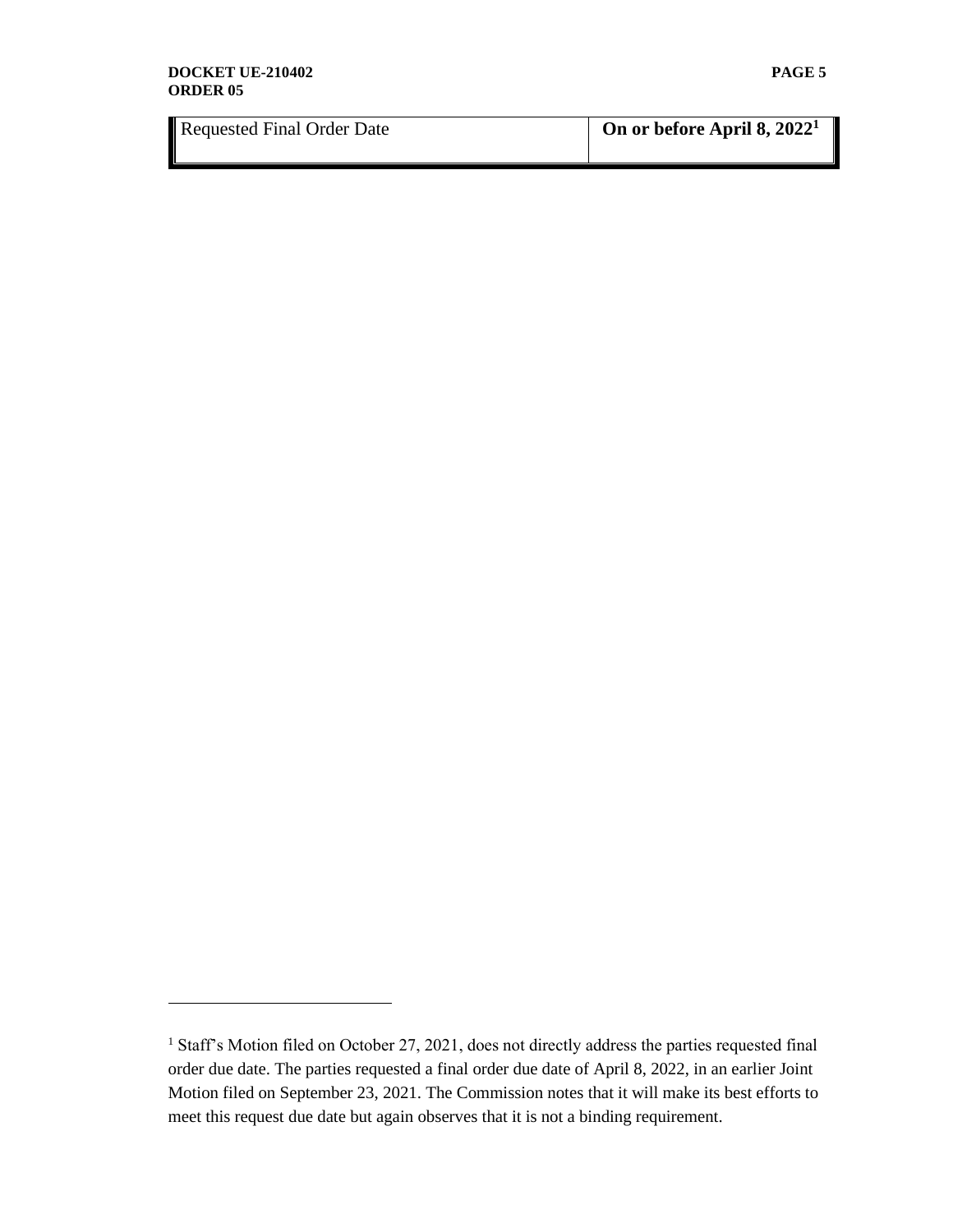| | |
|---|---|
| Requested Final Order Date | **On or before April 8, 2022**[1] |

[1] Staff's Motion filed on October 27, 2021, does not directly address the parties requested final order due date. The parties requested a final order due date of April 8, 2022, in an earlier Joint Motion filed on September 23, 2021. The Commission notes that it will make its best efforts to meet this request due date but again observes that it is not a binding requirement.